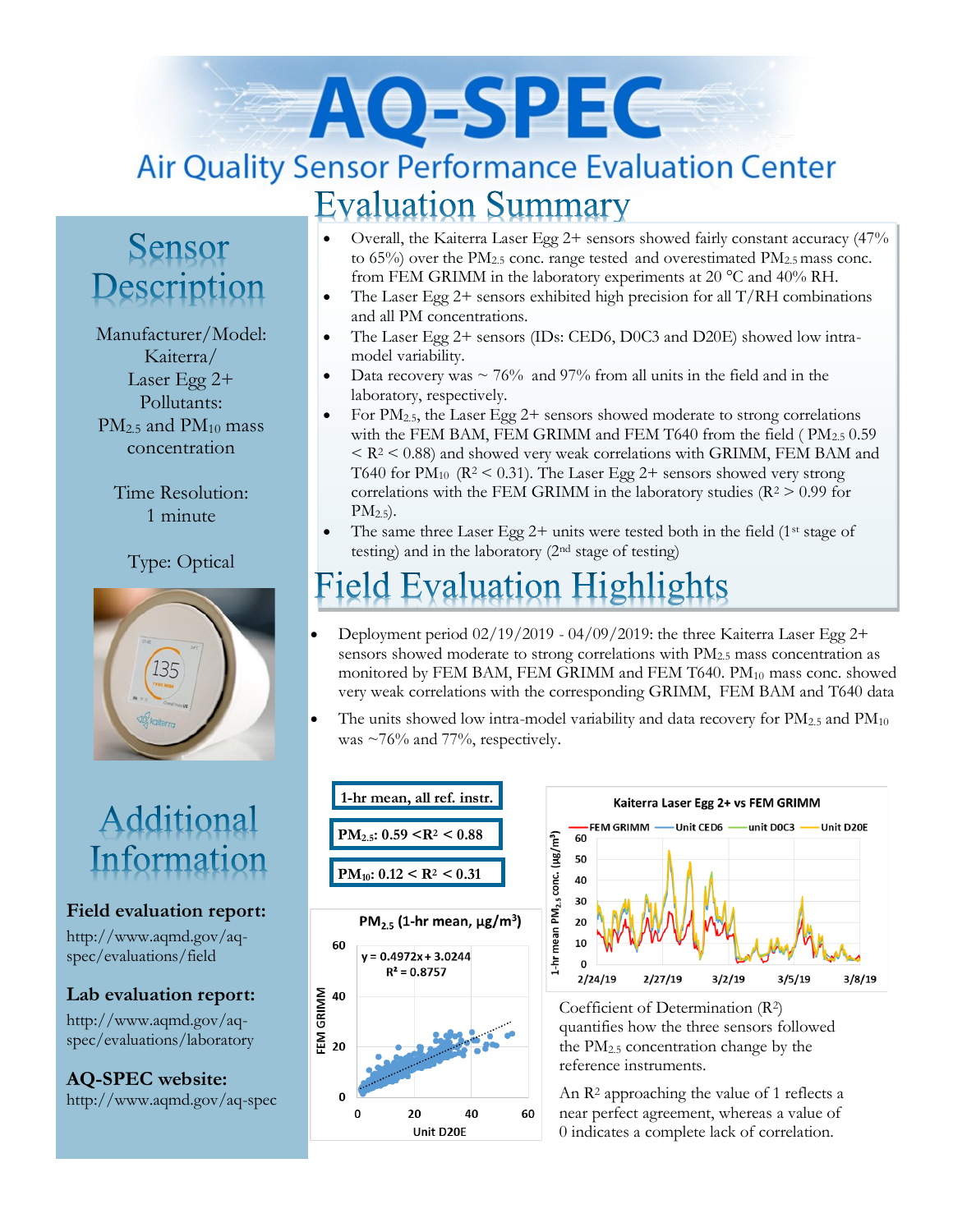# AQ-SPEC

## Air Quality Sensor Performance Evaluation Center

## Sensor Description

Manufacturer/Model: Kaiterra/ Laser Egg 2+

Pollutants: $PM_{2.5}$ and $PM_{10}$ mass concentration

Time Resolution: 1 minute

Type: Optical

## Evaluation Summary

- Overall, the Kaiterra Laser Egg 2+ sensors showed fairly constant accuracy (47% to 65%) over the $PM_{2.5}$ conc. range tested and overestimated $PM_{2.5}$ mass conc. from FEM GRIMM in the laboratory experiments at 20 °C and 40% RH.
- The Laser Egg 2+ sensors exhibited high precision for all T/RH combinations and all PM concentrations.
- The Laser Egg 2+ sensors (IDs: CED6, D0C3 and D20E) showed low intra-model variability.
- Data recovery was ~ 76% and 97% from all units in the field and in the laboratory, respectively.
- For $PM_{2.5}$, the Laser Egg 2+ sensors showed moderate to strong correlations with the FEM BAM, FEM GRIMM and FEM T640 from the field ( $PM_{2.5}$ $0.59 < R^2 < 0.88$) and showed very weak correlations with GRIMM, FEM BAM and T640 for $PM_{10}$ ($R^2 < 0.31$). The Laser Egg 2+ sensors showed very strong correlations with the FEM GRIMM in the laboratory studies ($R^2 > 0.99$ for $PM_{2.5}$).
- The same three Laser Egg 2+ units were tested both in the field (1st stage of testing) and in the laboratory (2nd stage of testing)

## Field Evaluation Highlights

- Deployment period 02/19/2019 - 04/09/2019: the three Kaiterra Laser Egg 2+ sensors showed moderate to strong correlations with $PM_{2.5}$ mass concentration as monitored by FEM BAM, FEM GRIMM and FEM T640. $PM_{10}$ mass conc. showed very weak correlations with the corresponding GRIMM, FEM BAM and T640 data
- The units showed low intra-model variability and data recovery for $PM_{2.5}$ and $PM_{10}$ was ~76% and 77%, respectively.

**1-hr mean, all ref. instr.**

**$PM_{2.5}$: $0.59 < R^2 < 0.88$**

**$PM_{10}$: $0.12 < R^2 < 0.31$**

Coefficient of Determination ($R^2$) quantifies how the three sensors followed the $PM_{2.5}$ concentration change by the reference instruments.

An $R^2$ approaching the value of 1 reflects a near perfect agreement, whereas a value of 0 indicates a complete lack of correlation.

## Additional Information

**Field evaluation report:**
http://www.aqmd.gov/aq-spec/evaluations/field

**Lab evaluation report:**
http://www.aqmd.gov/aq-spec/evaluations/laboratory

**AQ-SPEC website:**
http://www.aqmd.gov/aq-spec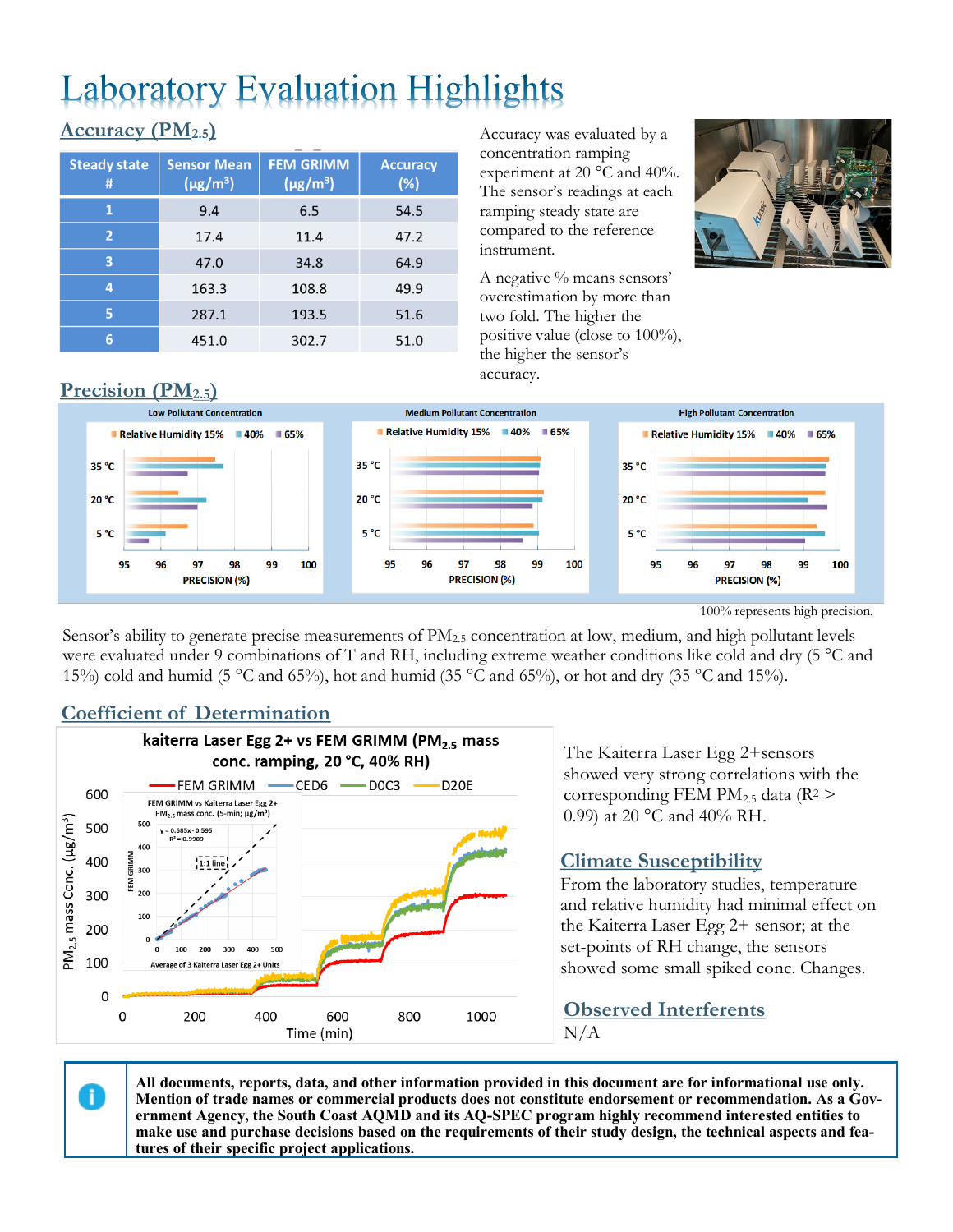# Laboratory Evaluation Highlights

## Accuracy ($PM_{2.5}$)

| Steady state # | Sensor Mean (µg/m³) | FEM GRIMM (µg/m³) | Accuracy (%) |
|---|---|---|---|
| 1 | 9.4 | 6.5 | 54.5 |
| 2 | 17.4 | 11.4 | 47.2 |
| 3 | 47.0 | 34.8 | 64.9 |
| 4 | 163.3 | 108.8 | 49.9 |
| 5 | 287.1 | 193.5 | 51.6 |
| 6 | 451.0 | 302.7 | 51.0 |

Accuracy was evaluated by a concentration ramping experiment at 20 °C and 40%. The sensor's readings at each ramping steady state are compared to the reference instrument.

A negative % means sensors' overestimation by more than two fold. The higher the positive value (close to 100%), the higher the sensor's accuracy.

## Precision ($PM_{2.5}$)

Low Pollutant Concentration
Relative Humidity 15% 40% 65%
35 °C
20 °C
5 °C
95 96 97 98 99 100
PRECISION (%)

Medium Pollutant Concentration
Relative Humidity 15% 40% 65%
35 °C
20 °C
5 °C
95 96 97 98 99 100
PRECISION (%)

High Pollutant Concentration
Relative Humidity 15% 40% 65%
35 °C
20 °C
5 °C
95 96 97 98 99 100
PRECISION (%)

100% represents high precision.

Sensor's ability to generate precise measurements of $PM_{2.5}$ concentration at low, medium, and high pollutant levels were evaluated under 9 combinations of T and RH, including extreme weather conditions like cold and dry (5 °C and 15%) cold and humid (5 °C and 65%), hot and humid (35 °C and 65%), or hot and dry (35 °C and 15%).

## Coefficient of Determination

kaiterra Laser Egg 2+ vs FEM GRIMM ($PM_{2.5}$ mass conc. ramping, 20 °C, 40% RH)

FEM GRIMM CED6 D0C3 D20E

$PM_{2.5}$ mass Conc. (µg/m³)
0 100 200 300 400 500 600
Time (min)
0 200 400 600 800 1000

FEM GRIMM vs Kaiterra Laser Egg 2+ $PM_{2.5}$ mass conc. (5-min; µg/m³)
y = 0.685x - 0.595
$R^2$ = 0.9989
1:1 line
FEM GRIMM
0 100 200 300 400 500
Average of 3 Kaiterra Laser Egg 2+ Units

The Kaiterra Laser Egg 2+sensors showed very strong correlations with the corresponding FEM $PM_{2.5}$ data ($R^2$ > 0.99) at 20 °C and 40% RH.

## Climate Susceptibility

From the laboratory studies, temperature and relative humidity had minimal effect on the Kaiterra Laser Egg 2+ sensor; at the set-points of RH change, the sensors showed some small spiked conc. Changes.

## Observed Interferents

N/A

**All documents, reports, data, and other information provided in this document are for informational use only. Mention of trade names or commercial products does not constitute endorsement or recommendation. As a Government Agency, the South Coast AQMD and its AQ-SPEC program highly recommend interested entities to make use and purchase decisions based on the requirements of their study design, the technical aspects and features of their specific project applications.**